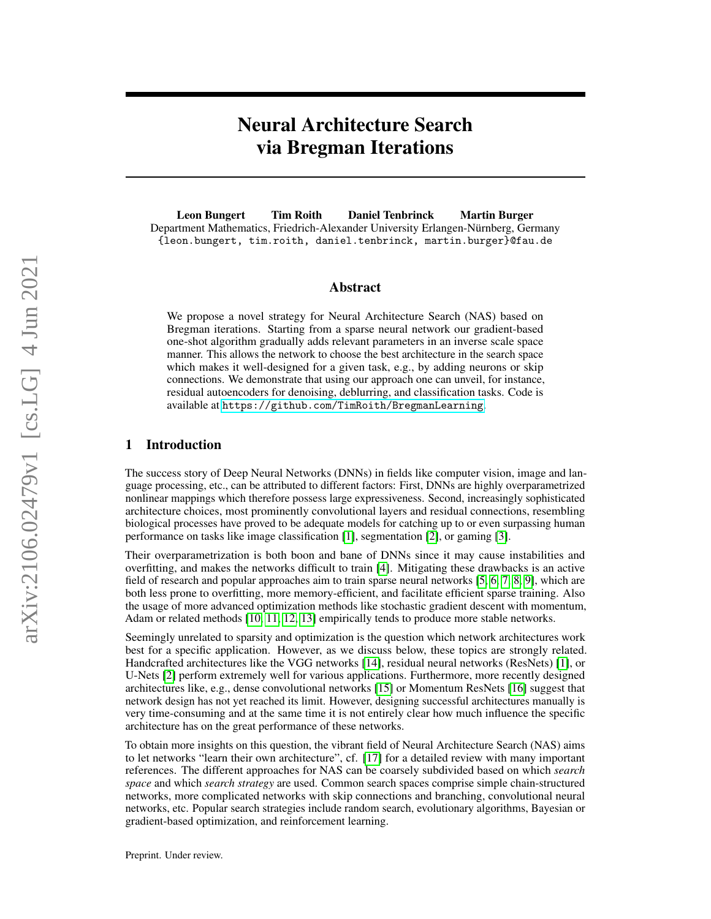# Neural Architecture Search via Bregman Iterations

**Leon Bungert  Tim Roith  Daniel Tenbrinck  Martin Burger**

Department Mathematics, Friedrich-Alexander University Erlangen-Nürnberg, Germany

{leon.bungert, tim.roith, daniel.tenbrinck, martin.burger}@fau.de

## Abstract

We propose a novel strategy for Neural Architecture Search (NAS) based on Bregman iterations. Starting from a sparse neural network our gradient-based one-shot algorithm gradually adds relevant parameters in an inverse scale space manner. This allows the network to choose the best architecture in the search space which makes it well-designed for a given task, e.g., by adding neurons or skip connections. We demonstrate that using our approach one can unveil, for instance, residual autoencoders for denoising, deblurring, and classification tasks. Code is available at https://github.com/TimRoith/BregmanLearning.

## 1 Introduction

The success story of Deep Neural Networks (DNNs) in fields like computer vision, image and language processing, etc., can be attributed to different factors: First, DNNs are highly overparametrized nonlinear mappings which therefore possess large expressiveness. Second, increasingly sophisticated architecture choices, most prominently convolutional layers and residual connections, resembling biological processes have proved to be adequate models for catching up to or even surpassing human performance on tasks like image classification [1], segmentation [2], or gaming [3].

Their overparametrization is both boon and bane of DNNs since it may cause instabilities and overfitting, and makes the networks difficult to train [4]. Mitigating these drawbacks is an active field of research and popular approaches aim to train sparse neural networks [5, 6, 7, 8, 9], which are both less prone to overfitting, more memory-efficient, and facilitate efficient sparse training. Also the usage of more advanced optimization methods like stochastic gradient descent with momentum, Adam or related methods [10, 11, 12, 13] empirically tends to produce more stable networks.

Seemingly unrelated to sparsity and optimization is the question which network architectures work best for a specific application. However, as we discuss below, these topics are strongly related. Handcrafted architectures like the VGG networks [14], residual neural networks (ResNets) [1], or U-Nets [2] perform extremely well for various applications. Furthermore, more recently designed architectures like, e.g., dense convolutional networks [15] or Momentum ResNets [16] suggest that network design has not yet reached its limit. However, designing successful architectures manually is very time-consuming and at the same time it is not entirely clear how much influence the specific architecture has on the great performance of these networks.

To obtain more insights on this question, the vibrant field of Neural Architecture Search (NAS) aims to let networks "learn their own architecture", cf. [17] for a detailed review with many important references. The different approaches for NAS can be coarsely subdivided based on which *search space* and which *search strategy* are used. Common search spaces comprise simple chain-structured networks, more complicated networks with skip connections and branching, convolutional neural networks, etc. Popular search strategies include random search, evolutionary algorithms, Bayesian or gradient-based optimization, and reinforcement learning.

Preprint. Under review.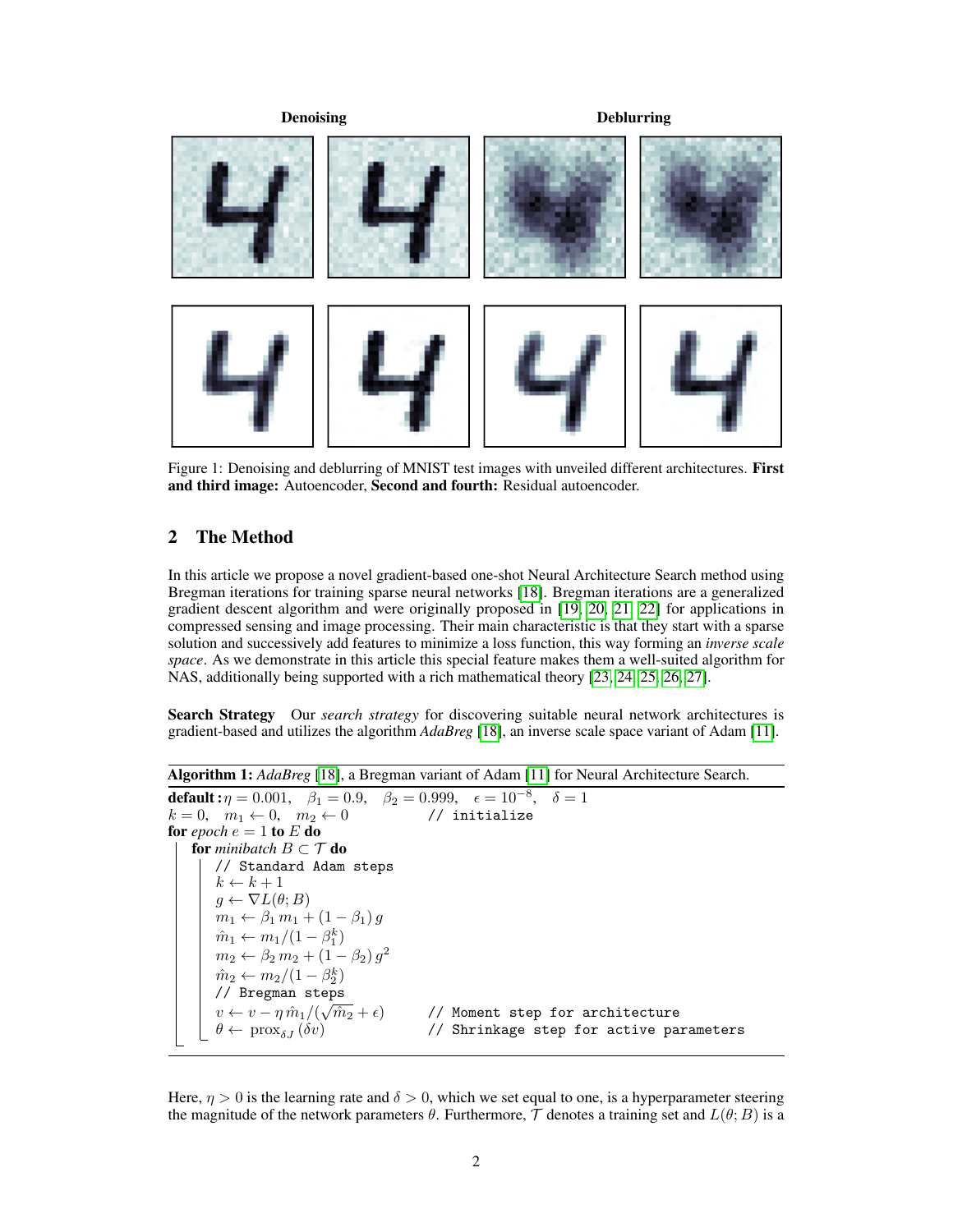**Denoising** **Deblurring**

Figure 1: Denoising and deblurring of MNIST test images with unveiled different architectures. **First and third image:** Autoencoder, **Second and fourth:** Residual autoencoder.

## 2 The Method

In this article we propose a novel gradient-based one-shot Neural Architecture Search method using Bregman iterations for training sparse neural networks [18]. Bregman iterations are a generalized gradient descent algorithm and were originally proposed in [19, 20, 21, 22] for applications in compressed sensing and image processing. Their main characteristic is that they start with a sparse solution and successively add features to minimize a loss function, this way forming an *inverse scale space*. As we demonstrate in this article this special feature makes them a well-suited algorithm for NAS, additionally being supported with a rich mathematical theory [23, 24, 25, 26, 27].

**Search Strategy** Our *search strategy* for discovering suitable neural network architectures is gradient-based and utilizes the algorithm *AdaBreg* [18], an inverse scale space variant of Adam [11].

**Algorithm 1:** *AdaBreg* [18], a Bregman variant of Adam [11] for Neural Architecture Search.

**default :** $\eta = 0.001, \quad \beta_1 = 0.9, \quad \beta_2 = 0.999, \quad \epsilon = 10^{-8}, \quad \delta = 1$
$k = 0, \quad m_1 \leftarrow 0, \quad m_2 \leftarrow 0$ `// initialize`
**for** *epoch* $e = 1$ **to** $E$ **do**
  **for** *minibatch* $B \subset \mathcal{T}$ **do**
    `// Standard Adam steps`
    $k \leftarrow k + 1$
    $g \leftarrow \nabla L(\theta; B)$
    $m_1 \leftarrow \beta_1 \, m_1 + (1 - \beta_1) \, g$
    $\hat{m}_1 \leftarrow m_1 / (1 - \beta_1^k)$
    $m_2 \leftarrow \beta_2 \, m_2 + (1 - \beta_2) \, g^2$
    $\hat{m}_2 \leftarrow m_2 / (1 - \beta_2^k)$
    `// Bregman steps`
    $v \leftarrow v - \eta \, \hat{m}_1 / (\sqrt{\hat{m}_2} + \epsilon)$ `// Moment step for architecture`
    $\theta \leftarrow \operatorname{prox}_{\delta J}(\delta v)$ `// Shrinkage step for active parameters`

Here, $\eta > 0$ is the learning rate and $\delta > 0$, which we set equal to one, is a hyperparameter steering the magnitude of the network parameters $\theta$. Furthermore, $\mathcal{T}$ denotes a training set and $L(\theta; B)$ is a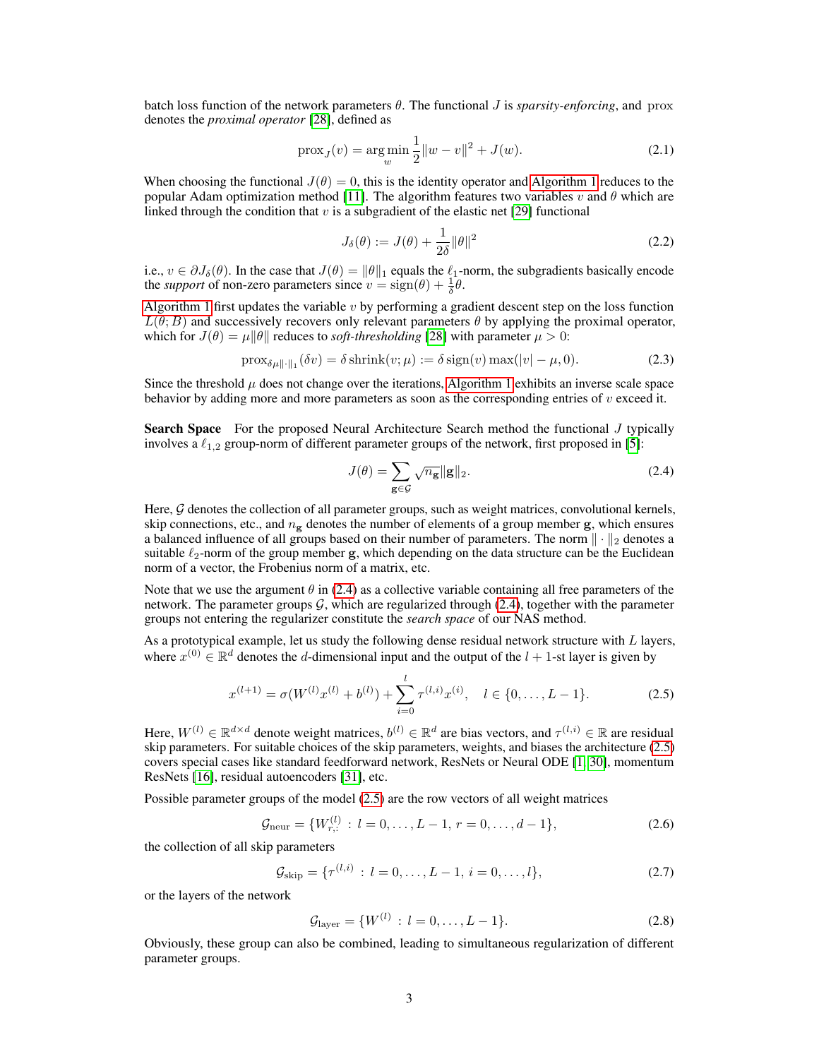batch loss function of the network parameters $\theta$. The functional $J$ is *sparsity-enforcing*, and $\operatorname{prox}$ denotes the *proximal operator* [28], defined as

$$\operatorname{prox}_J(v) = \arg\min_w \frac{1}{2}\|w - v\|^2 + J(w). \tag{2.1}$$

When choosing the functional $J(\theta) = 0$, this is the identity operator and Algorithm 1 reduces to the popular Adam optimization method [11]. The algorithm features two variables $v$ and $\theta$ which are linked through the condition that $v$ is a subgradient of the elastic net [29] functional

$$J_\delta(\theta) := J(\theta) + \frac{1}{2\delta}\|\theta\|^2 \tag{2.2}$$

i.e., $v \in \partial J_\delta(\theta)$. In the case that $J(\theta) = \|\theta\|_1$ equals the $\ell_1$-norm, the subgradients basically encode the *support* of non-zero parameters since $v = \operatorname{sign}(\theta) + \frac{1}{\delta}\theta$.

Algorithm 1 first updates the variable $v$ by performing a gradient descent step on the loss function $L(\theta; B)$ and successively recovers only relevant parameters $\theta$ by applying the proximal operator, which for $J(\theta) = \mu\|\theta\|$ reduces to *soft-thresholding* [28] with parameter $\mu > 0$:

$$\operatorname{prox}_{\delta\mu\|\cdot\|_1}(\delta v) = \delta \operatorname{shrink}(v; \mu) := \delta \operatorname{sign}(v) \max(|v| - \mu, 0). \tag{2.3}$$

Since the threshold $\mu$ does not change over the iterations, Algorithm 1 exhibits an inverse scale space behavior by adding more and more parameters as soon as the corresponding entries of $v$ exceed it.

**Search Space** For the proposed Neural Architecture Search method the functional $J$ typically involves a $\ell_{1,2}$ group-norm of different parameter groups of the network, first proposed in [5]:

$$J(\theta) = \sum_{\mathbf{g} \in \mathcal{G}} \sqrt{n_{\mathbf{g}}}\|\mathbf{g}\|_2. \tag{2.4}$$

Here, $\mathcal{G}$ denotes the collection of all parameter groups, such as weight matrices, convolutional kernels, skip connections, etc., and $n_{\mathbf{g}}$ denotes the number of elements of a group member $\mathbf{g}$, which ensures a balanced influence of all groups based on their number of parameters. The norm $\|\cdot\|_2$ denotes a suitable $\ell_2$-norm of the group member $\mathbf{g}$, which depending on the data structure can be the Euclidean norm of a vector, the Frobenius norm of a matrix, etc.

Note that we use the argument $\theta$ in (2.4) as a collective variable containing all free parameters of the network. The parameter groups $\mathcal{G}$, which are regularized through (2.4), together with the parameter groups not entering the regularizer constitute the *search space* of our NAS method.

As a prototypical example, let us study the following dense residual network structure with $L$ layers, where $x^{(0)} \in \mathbb{R}^d$ denotes the $d$-dimensional input and the output of the $l+1$-st layer is given by

$$x^{(l+1)} = \sigma(W^{(l)}x^{(l)} + b^{(l)}) + \sum_{i=0}^{l} \tau^{(l,i)}x^{(i)}, \quad l \in \{0, \ldots, L-1\}. \tag{2.5}$$

Here, $W^{(l)} \in \mathbb{R}^{d\times d}$ denote weight matrices, $b^{(l)} \in \mathbb{R}^d$ are bias vectors, and $\tau^{(l,i)} \in \mathbb{R}$ are residual skip parameters. For suitable choices of the skip parameters, weights, and biases the architecture (2.5) covers special cases like standard feedforward network, ResNets or Neural ODE [1, 30], momentum ResNets [16], residual autoencoders [31], etc.

Possible parameter groups of the model (2.5) are the row vectors of all weight matrices

$$\mathcal{G}_{\text{neur}} = \{W^{(l)}_{r,:} : l = 0, \ldots, L-1, \; r = 0, \ldots, d-1\}, \tag{2.6}$$

the collection of all skip parameters

$$\mathcal{G}_{\text{skip}} = \{\tau^{(l,i)} : l = 0, \ldots, L-1, \; i = 0, \ldots, l\}, \tag{2.7}$$

or the layers of the network

$$\mathcal{G}_{\text{layer}} = \{W^{(l)} : l = 0, \ldots, L-1\}. \tag{2.8}$$

Obviously, these group can also be combined, leading to simultaneous regularization of different parameter groups.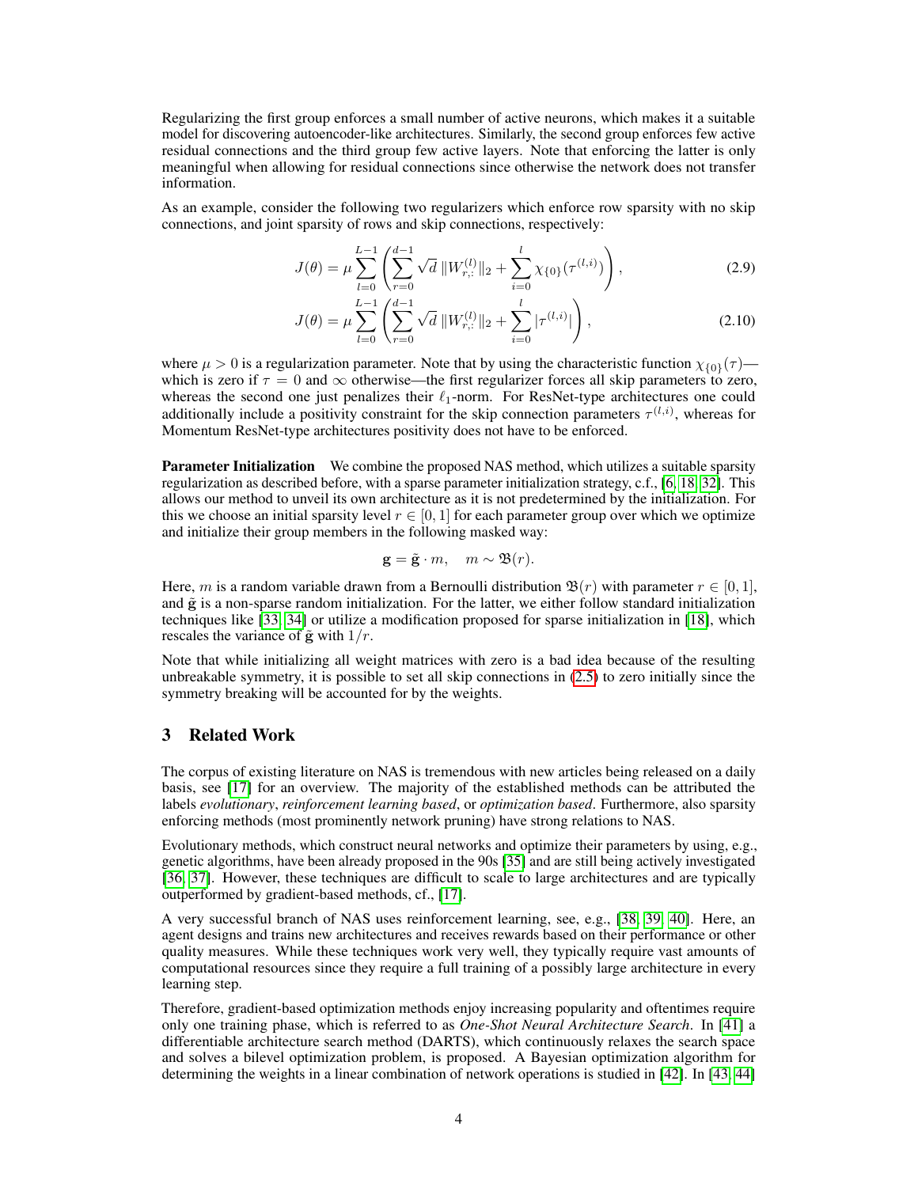Regularizing the first group enforces a small number of active neurons, which makes it a suitable model for discovering autoencoder-like architectures. Similarly, the second group enforces few active residual connections and the third group few active layers. Note that enforcing the latter is only meaningful when allowing for residual connections since otherwise the network does not transfer information.

As an example, consider the following two regularizers which enforce row sparsity with no skip connections, and joint sparsity of rows and skip connections, respectively:

$$J(\theta) = \mu \sum_{l=0}^{L-1} \left( \sum_{r=0}^{d-1} \sqrt{d} \, \|W^{(l)}_{r,:}\|_2 + \sum_{i=0}^{l} \chi_{\{0\}}(\tau^{(l,i)}) \right), \tag{2.9}$$

$$J(\theta) = \mu \sum_{l=0}^{L-1} \left( \sum_{r=0}^{d-1} \sqrt{d} \, \|W^{(l)}_{r,:}\|_2 + \sum_{i=0}^{l} |\tau^{(l,i)}| \right), \tag{2.10}$$

where $\mu > 0$ is a regularization parameter. Note that by using the characteristic function $\chi_{\{0\}}(\tau)$—which is zero if $\tau = 0$ and $\infty$ otherwise—the first regularizer forces all skip parameters to zero, whereas the second one just penalizes their $\ell_1$-norm. For ResNet-type architectures one could additionally include a positivity constraint for the skip connection parameters $\tau^{(l,i)}$, whereas for Momentum ResNet-type architectures positivity does not have to be enforced.

**Parameter Initialization** We combine the proposed NAS method, which utilizes a suitable sparsity regularization as described before, with a sparse parameter initialization strategy, c.f., [6, 18, 32]. This allows our method to unveil its own architecture as it is not predetermined by the initialization. For this we choose an initial sparsity level $r \in [0, 1]$ for each parameter group over which we optimize and initialize their group members in the following masked way:

$$\mathbf{g} = \tilde{\mathbf{g}} \cdot m, \quad m \sim \mathfrak{B}(r).$$

Here, $m$ is a random variable drawn from a Bernoulli distribution $\mathfrak{B}(r)$ with parameter $r \in [0, 1]$, and $\tilde{\mathbf{g}}$ is a non-sparse random initialization. For the latter, we either follow standard initialization techniques like [33, 34] or utilize a modification proposed for sparse initialization in [18], which rescales the variance of $\tilde{\mathbf{g}}$ with $1/r$.

Note that while initializing all weight matrices with zero is a bad idea because of the resulting unbreakable symmetry, it is possible to set all skip connections in (2.5) to zero initially since the symmetry breaking will be accounted for by the weights.

## 3 Related Work

The corpus of existing literature on NAS is tremendous with new articles being released on a daily basis, see [17] for an overview. The majority of the established methods can be attributed the labels *evolutionary*, *reinforcement learning based*, or *optimization based*. Furthermore, also sparsity enforcing methods (most prominently network pruning) have strong relations to NAS.

Evolutionary methods, which construct neural networks and optimize their parameters by using, e.g., genetic algorithms, have been already proposed in the 90s [35] and are still being actively investigated [36, 37]. However, these techniques are difficult to scale to large architectures and are typically outperformed by gradient-based methods, cf., [17].

A very successful branch of NAS uses reinforcement learning, see, e.g., [38, 39, 40]. Here, an agent designs and trains new architectures and receives rewards based on their performance or other quality measures. While these techniques work very well, they typically require vast amounts of computational resources since they require a full training of a possibly large architecture in every learning step.

Therefore, gradient-based optimization methods enjoy increasing popularity and oftentimes require only one training phase, which is referred to as *One-Shot Neural Architecture Search*. In [41] a differentiable architecture search method (DARTS), which continuously relaxes the search space and solves a bilevel optimization problem, is proposed. A Bayesian optimization algorithm for determining the weights in a linear combination of network operations is studied in [42]. In [43, 44]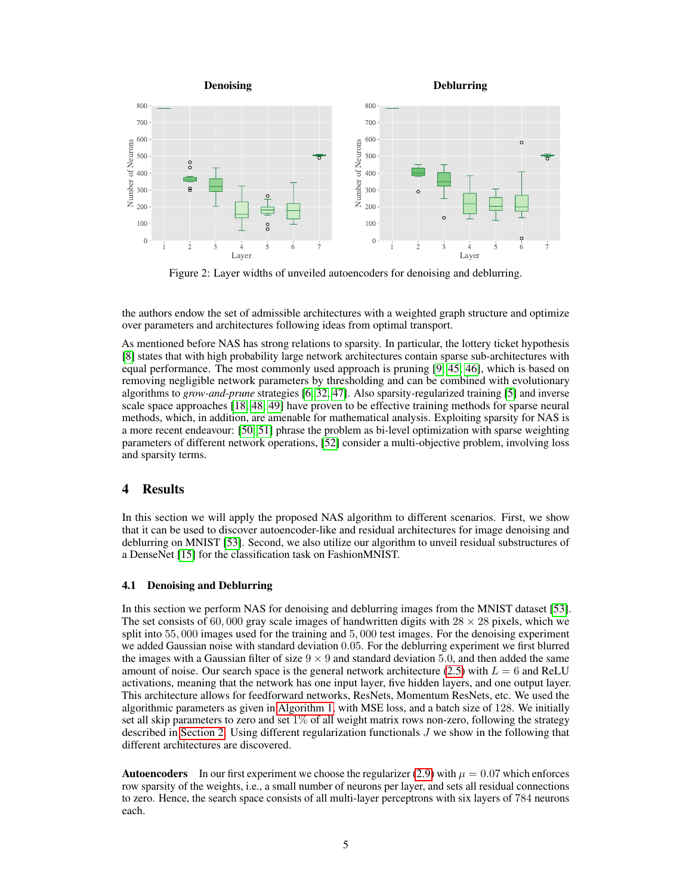Figure 2: Layer widths of unveiled autoencoders for denoising and deblurring.

the authors endow the set of admissible architectures with a weighted graph structure and optimize over parameters and architectures following ideas from optimal transport.

As mentioned before NAS has strong relations to sparsity. In particular, the lottery ticket hypothesis [8] states that with high probability large network architectures contain sparse sub-architectures with equal performance. The most commonly used approach is pruning [9, 45, 46], which is based on removing negligible network parameters by thresholding and can be combined with evolutionary algorithms to *grow-and-prune* strategies [6, 32, 47]. Also sparsity-regularized training [5] and inverse scale space approaches [18, 48, 49] have proven to be effective training methods for sparse neural methods, which, in addition, are amenable for mathematical analysis. Exploiting sparsity for NAS is a more recent endeavour: [50, 51] phrase the problem as bi-level optimization with sparse weighting parameters of different network operations, [52] consider a multi-objective problem, involving loss and sparsity terms.

# 4 Results

In this section we will apply the proposed NAS algorithm to different scenarios. First, we show that it can be used to discover autoencoder-like and residual architectures for image denoising and deblurring on MNIST [53]. Second, we also utilize our algorithm to unveil residual substructures of a DenseNet [15] for the classification task on FashionMNIST.

## 4.1 Denoising and Deblurring

In this section we perform NAS for denoising and deblurring images from the MNIST dataset [53]. The set consists of $60,000$ gray scale images of handwritten digits with $28 \times 28$ pixels, which we split into $55,000$ images used for the training and $5,000$ test images. For the denoising experiment we added Gaussian noise with standard deviation $0.05$. For the deblurring experiment we first blurred the images with a Gaussian filter of size $9 \times 9$ and standard deviation $5.0$, and then added the same amount of noise. Our search space is the general network architecture (2.5) with $L = 6$ and ReLU activations, meaning that the network has one input layer, five hidden layers, and one output layer. This architecture allows for feedforward networks, ResNets, Momentum ResNets, etc. We used the algorithmic parameters as given in Algorithm 1, with MSE loss, and a batch size of 128. We initially set all skip parameters to zero and set $1\%$ of all weight matrix rows non-zero, following the strategy described in Section 2. Using different regularization functionals $J$ we show in the following that different architectures are discovered.

**Autoencoders** In our first experiment we choose the regularizer (2.9) with $\mu = 0.07$ which enforces row sparsity of the weights, i.e., a small number of neurons per layer, and sets all residual connections to zero. Hence, the search space consists of all multi-layer perceptrons with six layers of $784$ neurons each.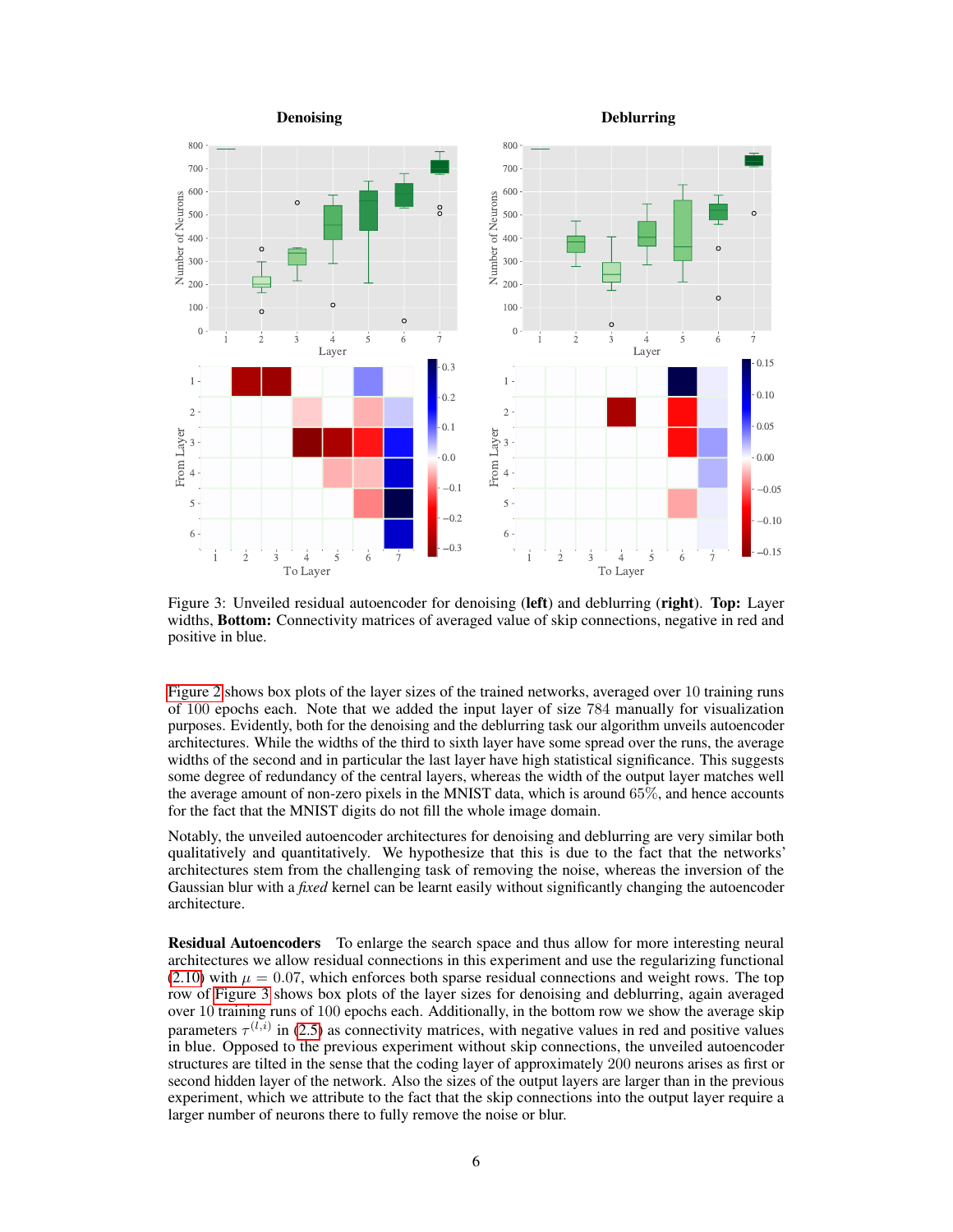Figure 3: Unveiled residual autoencoder for denoising (**left**) and deblurring (**right**). **Top:** Layer widths, **Bottom:** Connectivity matrices of averaged value of skip connections, negative in red and positive in blue.

Figure 2 shows box plots of the layer sizes of the trained networks, averaged over 10 training runs of 100 epochs each. Note that we added the input layer of size 784 manually for visualization purposes. Evidently, both for the denoising and the deblurring task our algorithm unveils autoencoder architectures. While the widths of the third to sixth layer have some spread over the runs, the average widths of the second and in particular the last layer have high statistical significance. This suggests some degree of redundancy of the central layers, whereas the width of the output layer matches well the average amount of non-zero pixels in the MNIST data, which is around 65%, and hence accounts for the fact that the MNIST digits do not fill the whole image domain.

Notably, the unveiled autoencoder architectures for denoising and deblurring are very similar both qualitatively and quantitatively. We hypothesize that this is due to the fact that the networks' architectures stem from the challenging task of removing the noise, whereas the inversion of the Gaussian blur with a *fixed* kernel can be learnt easily without significantly changing the autoencoder architecture.

**Residual Autoencoders** To enlarge the search space and thus allow for more interesting neural architectures we allow residual connections in this experiment and use the regularizing functional (2.10) with $\mu = 0.07$, which enforces both sparse residual connections and weight rows. The top row of Figure 3 shows box plots of the layer sizes for denoising and deblurring, again averaged over 10 training runs of 100 epochs each. Additionally, in the bottom row we show the average skip parameters $\tau^{(l,i)}$ in (2.5) as connectivity matrices, with negative values in red and positive values in blue. Opposed to the previous experiment without skip connections, the unveiled autoencoder structures are tilted in the sense that the coding layer of approximately 200 neurons arises as first or second hidden layer of the network. Also the sizes of the output layers are larger than in the previous experiment, which we attribute to the fact that the skip connections into the output layer require a larger number of neurons there to fully remove the noise or blur.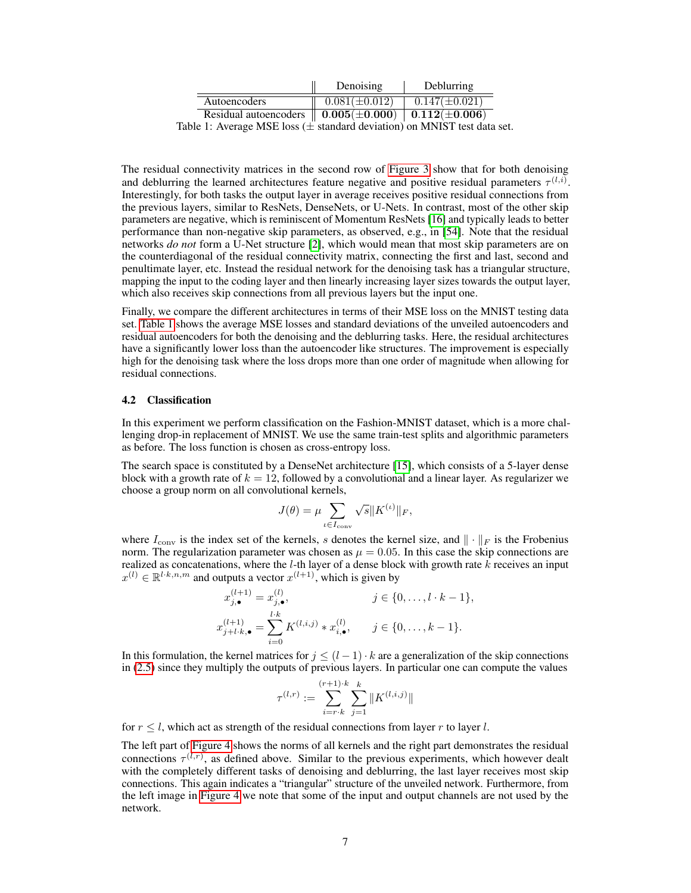| | Denoising | Deblurring |
|---|---|---|
| Autoencoders | 0.081(±0.012) | 0.147(±0.021) |
| Residual autoencoders | **0.005(±0.000)** | **0.112(±0.006)** |

Table 1: Average MSE loss (± standard deviation) on MNIST test data set.

The residual connectivity matrices in the second row of Figure 3 show that for both denoising and deblurring the learned architectures feature negative and positive residual parameters $\tau^{(l,i)}$. Interestingly, for both tasks the output layer in average receives positive residual connections from the previous layers, similar to ResNets, DenseNets, or U-Nets. In contrast, most of the other skip parameters are negative, which is reminiscent of Momentum ResNets [16] and typically leads to better performance than non-negative skip parameters, as observed, e.g., in [54]. Note that the residual networks *do not* form a U-Net structure [2], which would mean that most skip parameters are on the counterdiagonal of the residual connectivity matrix, connecting the first and last, second and penultimate layer, etc. Instead the residual network for the denoising task has a triangular structure, mapping the input to the coding layer and then linearly increasing layer sizes towards the output layer, which also receives skip connections from all previous layers but the input one.

Finally, we compare the different architectures in terms of their MSE loss on the MNIST testing data set. Table 1 shows the average MSE losses and standard deviations of the unveiled autoencoders and residual autoencoders for both the denoising and the deblurring tasks. Here, the residual architectures have a significantly lower loss than the autoencoder like structures. The improvement is especially high for the denoising task where the loss drops more than one order of magnitude when allowing for residual connections.

### 4.2 Classification

In this experiment we perform classification on the Fashion-MNIST dataset, which is a more challenging drop-in replacement of MNIST. We use the same train-test splits and algorithmic parameters as before. The loss function is chosen as cross-entropy loss.

The search space is constituted by a DenseNet architecture [15], which consists of a 5-layer dense block with a growth rate of $k = 12$, followed by a convolutional and a linear layer. As regularizer we choose a group norm on all convolutional kernels,

$$J(\theta) = \mu \sum_{\iota \in I_{\text{conv}}} \sqrt{s} \|K^{(\iota)}\|_F,$$

where $I_{\text{conv}}$ is the index set of the kernels, $s$ denotes the kernel size, and $\| \cdot \|_F$ is the Frobenius norm. The regularization parameter was chosen as $\mu = 0.05$. In this case the skip connections are realized as concatenations, where the $l$-th layer of a dense block with growth rate $k$ receives an input $x^{(l)} \in \mathbb{R}^{l \cdot k, n, m}$ and outputs a vector $x^{(l+1)}$, which is given by

$$x^{(l+1)}_{j,\bullet} = x^{(l)}_{j,\bullet}, \qquad j \in \{0, \dots, l \cdot k - 1\},$$

$$x^{(l+1)}_{j+l\cdot k,\bullet} = \sum_{i=0}^{l \cdot k} K^{(l,i,j)} * x^{(l)}_{i,\bullet}, \qquad j \in \{0, \dots, k-1\}.$$

In this formulation, the kernel matrices for $j \leq (l-1) \cdot k$ are a generalization of the skip connections in (2.5) since they multiply the outputs of previous layers. In particular one can compute the values

$$\tau^{(l,r)} := \sum_{i=r\cdot k}^{(r+1)\cdot k} \sum_{j=1}^{k} \|K^{(l,i,j)}\|$$

for $r \leq l$, which act as strength of the residual connections from layer $r$ to layer $l$.

The left part of Figure 4 shows the norms of all kernels and the right part demonstrates the residual connections $\tau^{(l,r)}$, as defined above. Similar to the previous experiments, which however dealt with the completely different tasks of denoising and deblurring, the last layer receives most skip connections. This again indicates a "triangular" structure of the unveiled network. Furthermore, from the left image in Figure 4 we note that some of the input and output channels are not used by the network.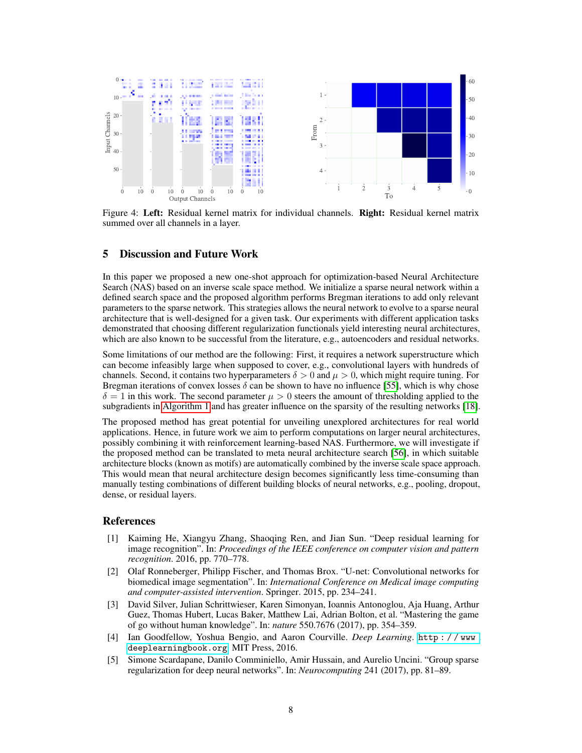Figure 4: **Left:** Residual kernel matrix for individual channels. **Right:** Residual kernel matrix summed over all channels in a layer.

## 5 Discussion and Future Work

In this paper we proposed a new one-shot approach for optimization-based Neural Architecture Search (NAS) based on an inverse scale space method. We initialize a sparse neural network within a defined search space and the proposed algorithm performs Bregman iterations to add only relevant parameters to the sparse network. This strategies allows the neural network to evolve to a sparse neural architecture that is well-designed for a given task. Our experiments with different application tasks demonstrated that choosing different regularization functionals yield interesting neural architectures, which are also known to be successful from the literature, e.g., autoencoders and residual networks.

Some limitations of our method are the following: First, it requires a network superstructure which can become infeasibly large when supposed to cover, e.g., convolutional layers with hundreds of channels. Second, it contains two hyperparameters $\delta > 0$ and $\mu > 0$, which might require tuning. For Bregman iterations of convex losses $\delta$ can be shown to have no influence [55], which is why chose $\delta = 1$ in this work. The second parameter $\mu > 0$ steers the amount of thresholding applied to the subgradients in Algorithm 1 and has greater influence on the sparsity of the resulting networks [18].

The proposed method has great potential for unveiling unexplored architectures for real world applications. Hence, in future work we aim to perform computations on larger neural architectures, possibly combining it with reinforcement learning-based NAS. Furthermore, we will investigate if the proposed method can be translated to meta neural architecture search [56], in which suitable architecture blocks (known as motifs) are automatically combined by the inverse scale space approach. This would mean that neural architecture design becomes significantly less time-consuming than manually testing combinations of different building blocks of neural networks, e.g., pooling, dropout, dense, or residual layers.

## References

[1] Kaiming He, Xiangyu Zhang, Shaoqing Ren, and Jian Sun. "Deep residual learning for image recognition". In: *Proceedings of the IEEE conference on computer vision and pattern recognition*. 2016, pp. 770–778.

[2] Olaf Ronneberger, Philipp Fischer, and Thomas Brox. "U-net: Convolutional networks for biomedical image segmentation". In: *International Conference on Medical image computing and computer-assisted intervention*. Springer. 2015, pp. 234–241.

[3] David Silver, Julian Schrittwieser, Karen Simonyan, Ioannis Antonoglou, Aja Huang, Arthur Guez, Thomas Hubert, Lucas Baker, Matthew Lai, Adrian Bolton, et al. "Mastering the game of go without human knowledge". In: *nature* 550.7676 (2017), pp. 354–359.

[4] Ian Goodfellow, Yoshua Bengio, and Aaron Courville. *Deep Learning*. `http://www.deeplearningbook.org`. MIT Press, 2016.

[5] Simone Scardapane, Danilo Comminiello, Amir Hussain, and Aurelio Uncini. "Group sparse regularization for deep neural networks". In: *Neurocomputing* 241 (2017), pp. 81–89.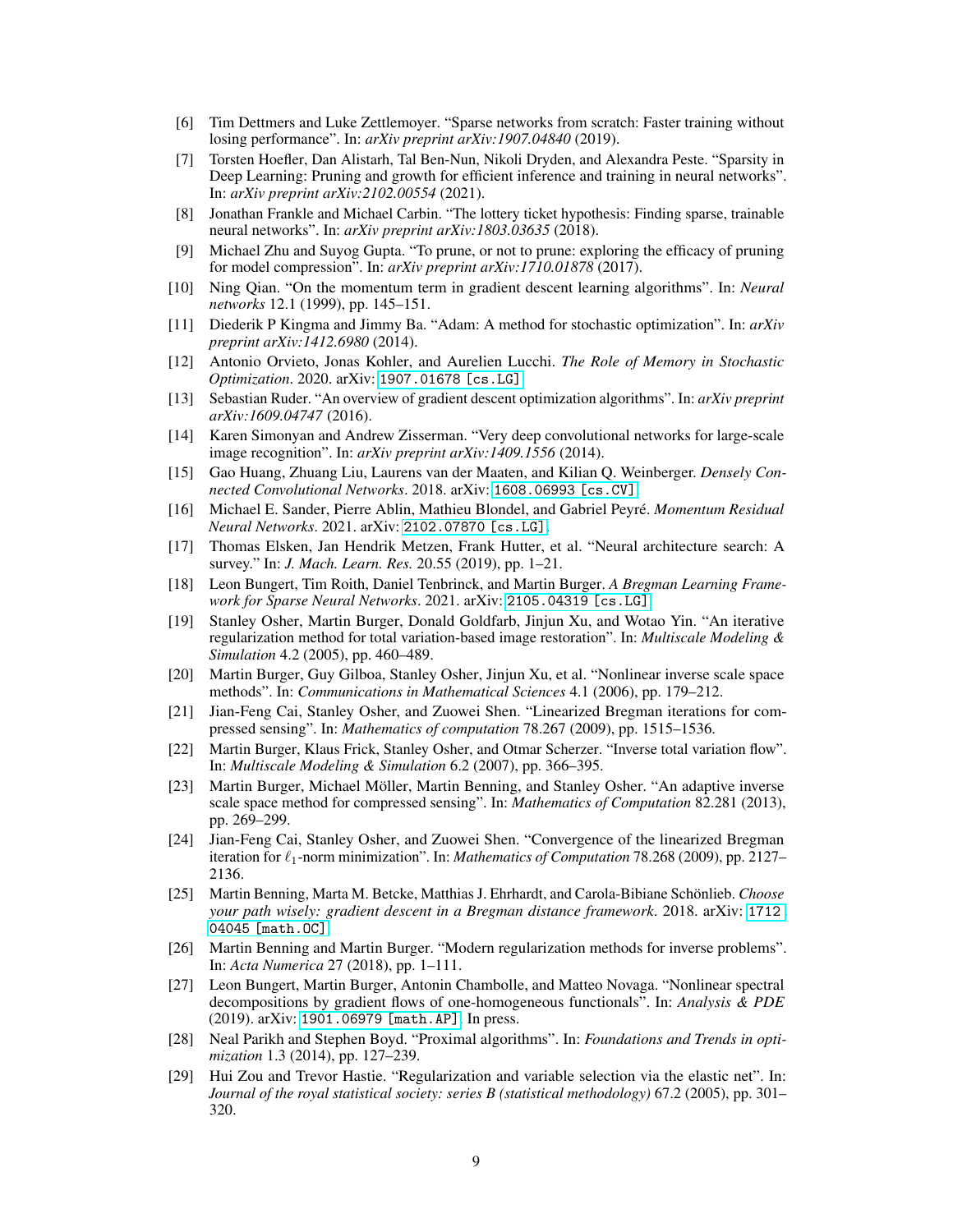[6] Tim Dettmers and Luke Zettlemoyer. "Sparse networks from scratch: Faster training without losing performance". In: *arXiv preprint arXiv:1907.04840* (2019).

[7] Torsten Hoefler, Dan Alistarh, Tal Ben-Nun, Nikoli Dryden, and Alexandra Peste. "Sparsity in Deep Learning: Pruning and growth for efficient inference and training in neural networks". In: *arXiv preprint arXiv:2102.00554* (2021).

[8] Jonathan Frankle and Michael Carbin. "The lottery ticket hypothesis: Finding sparse, trainable neural networks". In: *arXiv preprint arXiv:1803.03635* (2018).

[9] Michael Zhu and Suyog Gupta. "To prune, or not to prune: exploring the efficacy of pruning for model compression". In: *arXiv preprint arXiv:1710.01878* (2017).

[10] Ning Qian. "On the momentum term in gradient descent learning algorithms". In: *Neural networks* 12.1 (1999), pp. 145–151.

[11] Diederik P Kingma and Jimmy Ba. "Adam: A method for stochastic optimization". In: *arXiv preprint arXiv:1412.6980* (2014).

[12] Antonio Orvieto, Jonas Kohler, and Aurelien Lucchi. *The Role of Memory in Stochastic Optimization*. 2020. arXiv: 1907.01678 [cs.LG].

[13] Sebastian Ruder. "An overview of gradient descent optimization algorithms". In: *arXiv preprint arXiv:1609.04747* (2016).

[14] Karen Simonyan and Andrew Zisserman. "Very deep convolutional networks for large-scale image recognition". In: *arXiv preprint arXiv:1409.1556* (2014).

[15] Gao Huang, Zhuang Liu, Laurens van der Maaten, and Kilian Q. Weinberger. *Densely Connected Convolutional Networks*. 2018. arXiv: 1608.06993 [cs.CV].

[16] Michael E. Sander, Pierre Ablin, Mathieu Blondel, and Gabriel Peyré. *Momentum Residual Neural Networks*. 2021. arXiv: 2102.07870 [cs.LG].

[17] Thomas Elsken, Jan Hendrik Metzen, Frank Hutter, et al. "Neural architecture search: A survey." In: *J. Mach. Learn. Res.* 20.55 (2019), pp. 1–21.

[18] Leon Bungert, Tim Roith, Daniel Tenbrinck, and Martin Burger. *A Bregman Learning Framework for Sparse Neural Networks*. 2021. arXiv: 2105.04319 [cs.LG].

[19] Stanley Osher, Martin Burger, Donald Goldfarb, Jinjun Xu, and Wotao Yin. "An iterative regularization method for total variation-based image restoration". In: *Multiscale Modeling & Simulation* 4.2 (2005), pp. 460–489.

[20] Martin Burger, Guy Gilboa, Stanley Osher, Jinjun Xu, et al. "Nonlinear inverse scale space methods". In: *Communications in Mathematical Sciences* 4.1 (2006), pp. 179–212.

[21] Jian-Feng Cai, Stanley Osher, and Zuowei Shen. "Linearized Bregman iterations for compressed sensing". In: *Mathematics of computation* 78.267 (2009), pp. 1515–1536.

[22] Martin Burger, Klaus Frick, Stanley Osher, and Otmar Scherzer. "Inverse total variation flow". In: *Multiscale Modeling & Simulation* 6.2 (2007), pp. 366–395.

[23] Martin Burger, Michael Möller, Martin Benning, and Stanley Osher. "An adaptive inverse scale space method for compressed sensing". In: *Mathematics of Computation* 82.281 (2013), pp. 269–299.

[24] Jian-Feng Cai, Stanley Osher, and Zuowei Shen. "Convergence of the linearized Bregman iteration for $\ell_1$-norm minimization". In: *Mathematics of Computation* 78.268 (2009), pp. 2127–2136.

[25] Martin Benning, Marta M. Betcke, Matthias J. Ehrhardt, and Carola-Bibiane Schönlieb. *Choose your path wisely: gradient descent in a Bregman distance framework*. 2018. arXiv: 1712.04045 [math.OC].

[26] Martin Benning and Martin Burger. "Modern regularization methods for inverse problems". In: *Acta Numerica* 27 (2018), pp. 1–111.

[27] Leon Bungert, Martin Burger, Antonin Chambolle, and Matteo Novaga. "Nonlinear spectral decompositions by gradient flows of one-homogeneous functionals". In: *Analysis & PDE* (2019). arXiv: 1901.06979 [math.AP]. In press.

[28] Neal Parikh and Stephen Boyd. "Proximal algorithms". In: *Foundations and Trends in optimization* 1.3 (2014), pp. 127–239.

[29] Hui Zou and Trevor Hastie. "Regularization and variable selection via the elastic net". In: *Journal of the royal statistical society: series B (statistical methodology)* 67.2 (2005), pp. 301–320.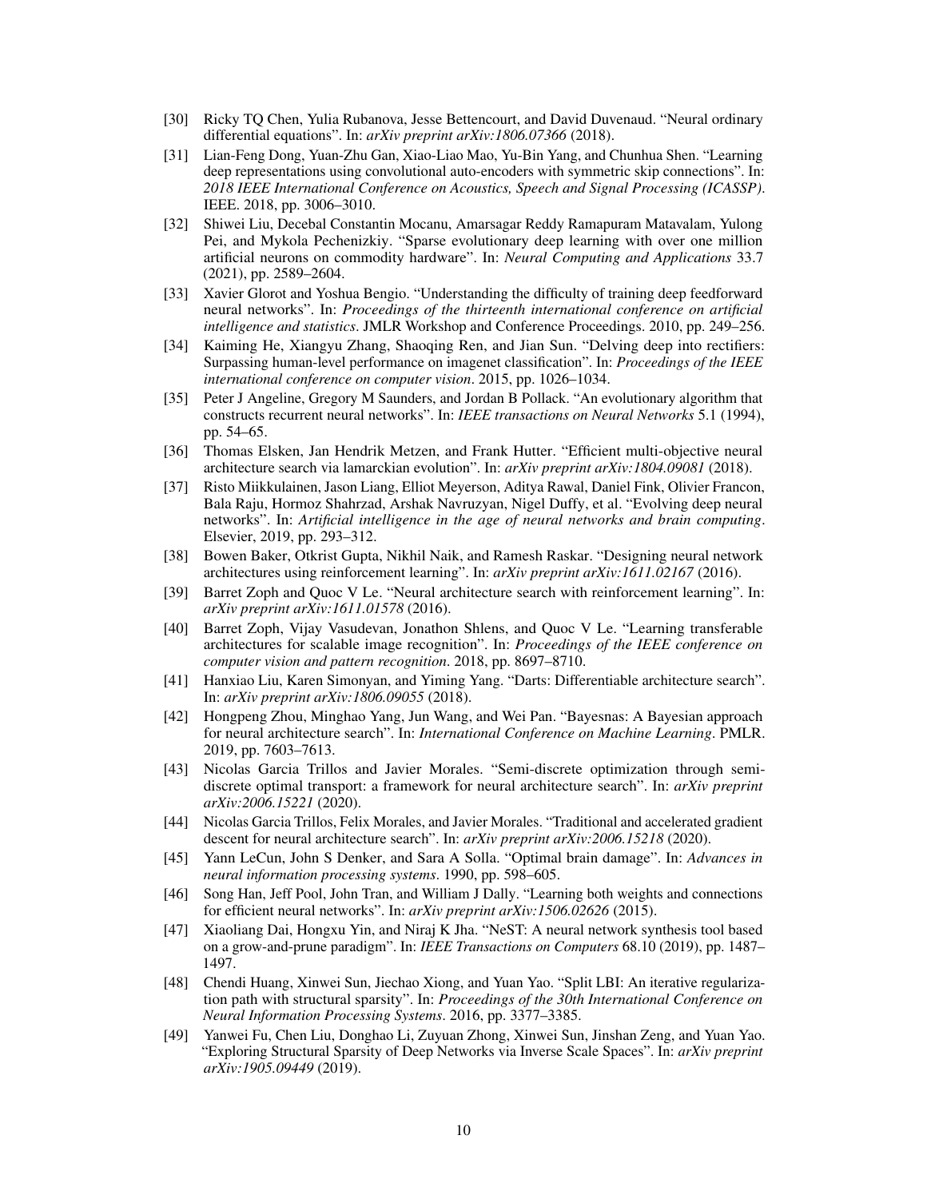[30] Ricky TQ Chen, Yulia Rubanova, Jesse Bettencourt, and David Duvenaud. "Neural ordinary differential equations". In: *arXiv preprint arXiv:1806.07366* (2018).

[31] Lian-Feng Dong, Yuan-Zhu Gan, Xiao-Liao Mao, Yu-Bin Yang, and Chunhua Shen. "Learning deep representations using convolutional auto-encoders with symmetric skip connections". In: *2018 IEEE International Conference on Acoustics, Speech and Signal Processing (ICASSP)*. IEEE. 2018, pp. 3006–3010.

[32] Shiwei Liu, Decebal Constantin Mocanu, Amarsagar Reddy Ramapuram Matavalam, Yulong Pei, and Mykola Pechenizkiy. "Sparse evolutionary deep learning with over one million artificial neurons on commodity hardware". In: *Neural Computing and Applications* 33.7 (2021), pp. 2589–2604.

[33] Xavier Glorot and Yoshua Bengio. "Understanding the difficulty of training deep feedforward neural networks". In: *Proceedings of the thirteenth international conference on artificial intelligence and statistics*. JMLR Workshop and Conference Proceedings. 2010, pp. 249–256.

[34] Kaiming He, Xiangyu Zhang, Shaoqing Ren, and Jian Sun. "Delving deep into rectifiers: Surpassing human-level performance on imagenet classification". In: *Proceedings of the IEEE international conference on computer vision*. 2015, pp. 1026–1034.

[35] Peter J Angeline, Gregory M Saunders, and Jordan B Pollack. "An evolutionary algorithm that constructs recurrent neural networks". In: *IEEE transactions on Neural Networks* 5.1 (1994), pp. 54–65.

[36] Thomas Elsken, Jan Hendrik Metzen, and Frank Hutter. "Efficient multi-objective neural architecture search via lamarckian evolution". In: *arXiv preprint arXiv:1804.09081* (2018).

[37] Risto Miikkulainen, Jason Liang, Elliot Meyerson, Aditya Rawal, Daniel Fink, Olivier Francon, Bala Raju, Hormoz Shahrzad, Arshak Navruzyan, Nigel Duffy, et al. "Evolving deep neural networks". In: *Artificial intelligence in the age of neural networks and brain computing*. Elsevier, 2019, pp. 293–312.

[38] Bowen Baker, Otkrist Gupta, Nikhil Naik, and Ramesh Raskar. "Designing neural network architectures using reinforcement learning". In: *arXiv preprint arXiv:1611.02167* (2016).

[39] Barret Zoph and Quoc V Le. "Neural architecture search with reinforcement learning". In: *arXiv preprint arXiv:1611.01578* (2016).

[40] Barret Zoph, Vijay Vasudevan, Jonathon Shlens, and Quoc V Le. "Learning transferable architectures for scalable image recognition". In: *Proceedings of the IEEE conference on computer vision and pattern recognition*. 2018, pp. 8697–8710.

[41] Hanxiao Liu, Karen Simonyan, and Yiming Yang. "Darts: Differentiable architecture search". In: *arXiv preprint arXiv:1806.09055* (2018).

[42] Hongpeng Zhou, Minghao Yang, Jun Wang, and Wei Pan. "Bayesnas: A Bayesian approach for neural architecture search". In: *International Conference on Machine Learning*. PMLR. 2019, pp. 7603–7613.

[43] Nicolas Garcia Trillos and Javier Morales. "Semi-discrete optimization through semi-discrete optimal transport: a framework for neural architecture search". In: *arXiv preprint arXiv:2006.15221* (2020).

[44] Nicolas Garcia Trillos, Felix Morales, and Javier Morales. "Traditional and accelerated gradient descent for neural architecture search". In: *arXiv preprint arXiv:2006.15218* (2020).

[45] Yann LeCun, John S Denker, and Sara A Solla. "Optimal brain damage". In: *Advances in neural information processing systems*. 1990, pp. 598–605.

[46] Song Han, Jeff Pool, John Tran, and William J Dally. "Learning both weights and connections for efficient neural networks". In: *arXiv preprint arXiv:1506.02626* (2015).

[47] Xiaoliang Dai, Hongxu Yin, and Niraj K Jha. "NeST: A neural network synthesis tool based on a grow-and-prune paradigm". In: *IEEE Transactions on Computers* 68.10 (2019), pp. 1487–1497.

[48] Chendi Huang, Xinwei Sun, Jiechao Xiong, and Yuan Yao. "Split LBI: An iterative regularization path with structural sparsity". In: *Proceedings of the 30th International Conference on Neural Information Processing Systems*. 2016, pp. 3377–3385.

[49] Yanwei Fu, Chen Liu, Donghao Li, Zuyuan Zhong, Xinwei Sun, Jinshan Zeng, and Yuan Yao. "Exploring Structural Sparsity of Deep Networks via Inverse Scale Spaces". In: *arXiv preprint arXiv:1905.09449* (2019).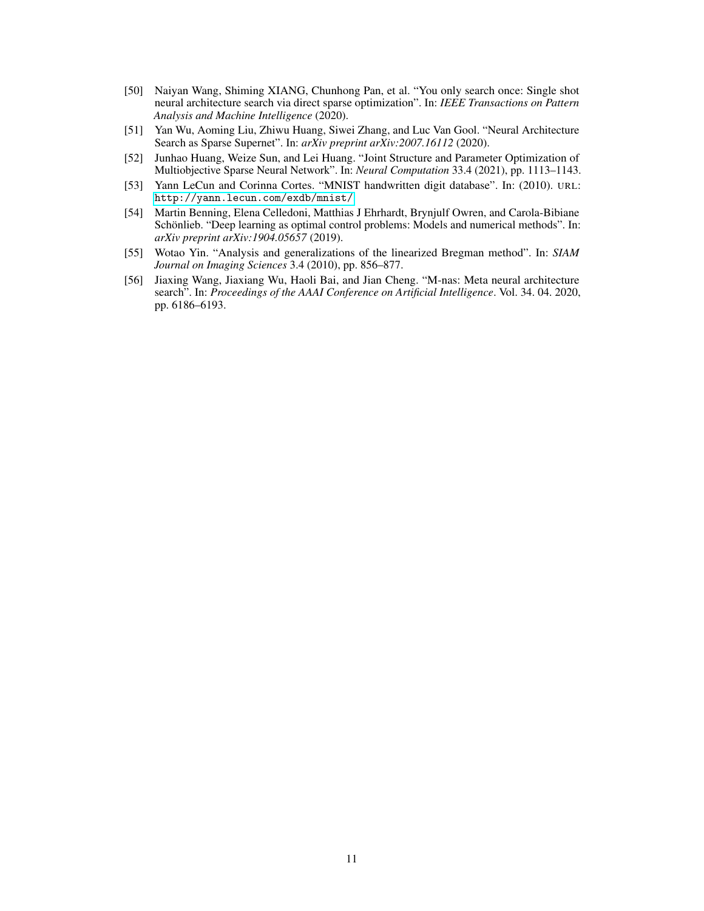[50] Naiyan Wang, Shiming XIANG, Chunhong Pan, et al. "You only search once: Single shot neural architecture search via direct sparse optimization". In: *IEEE Transactions on Pattern Analysis and Machine Intelligence* (2020).

[51] Yan Wu, Aoming Liu, Zhiwu Huang, Siwei Zhang, and Luc Van Gool. "Neural Architecture Search as Sparse Supernet". In: *arXiv preprint arXiv:2007.16112* (2020).

[52] Junhao Huang, Weize Sun, and Lei Huang. "Joint Structure and Parameter Optimization of Multiobjective Sparse Neural Network". In: *Neural Computation* 33.4 (2021), pp. 1113–1143.

[53] Yann LeCun and Corinna Cortes. "MNIST handwritten digit database". In: (2010). URL: http://yann.lecun.com/exdb/mnist/

[54] Martin Benning, Elena Celledoni, Matthias J Ehrhardt, Brynjulf Owren, and Carola-Bibiane Schönlieb. "Deep learning as optimal control problems: Models and numerical methods". In: *arXiv preprint arXiv:1904.05657* (2019).

[55] Wotao Yin. "Analysis and generalizations of the linearized Bregman method". In: *SIAM Journal on Imaging Sciences* 3.4 (2010), pp. 856–877.

[56] Jiaxing Wang, Jiaxiang Wu, Haoli Bai, and Jian Cheng. "M-nas: Meta neural architecture search". In: *Proceedings of the AAAI Conference on Artificial Intelligence*. Vol. 34. 04. 2020, pp. 6186–6193.